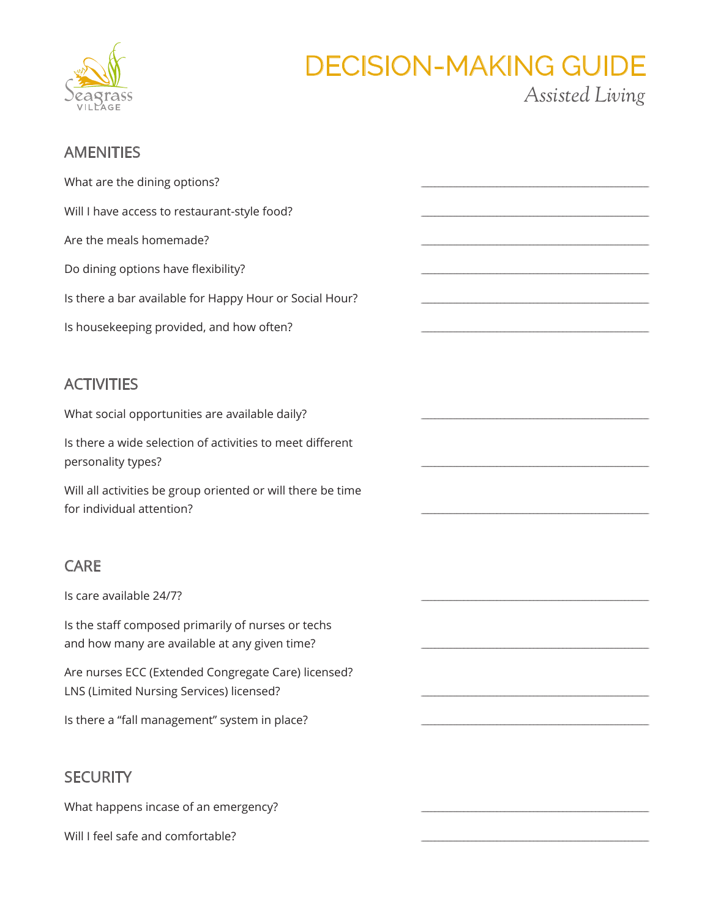Seagrass VILLAGE

# DECISION-MAKING GUIDE

*Assisted Living*

## AMENITIES

What are the dining options? ________________________________

Will I have access to restaurant-style food? ________________________________

Are the meals homemade? ________________________________

Do dining options have flexibility? ________________________________

Is there a bar available for Happy Hour or Social Hour? ________________________________

Is housekeeping provided, and how often? ________________________________

## ACTIVITIES

What social opportunities are available daily? ________________________________

Is there a wide selection of activities to meet different personality types? ________________________________

Will all activities be group oriented or will there be time for individual attention? ________________________________

## CARE

Is care available 24/7? ________________________________

Is the staff composed primarily of nurses or techs and how many are available at any given time? ________________________________

Are nurses ECC (Extended Congregate Care) licensed? LNS (Limited Nursing Services) licensed? ________________________________

Is there a "fall management" system in place? ________________________________

## SECURITY

What happens incase of an emergency? ________________________________

Will I feel safe and comfortable? ________________________________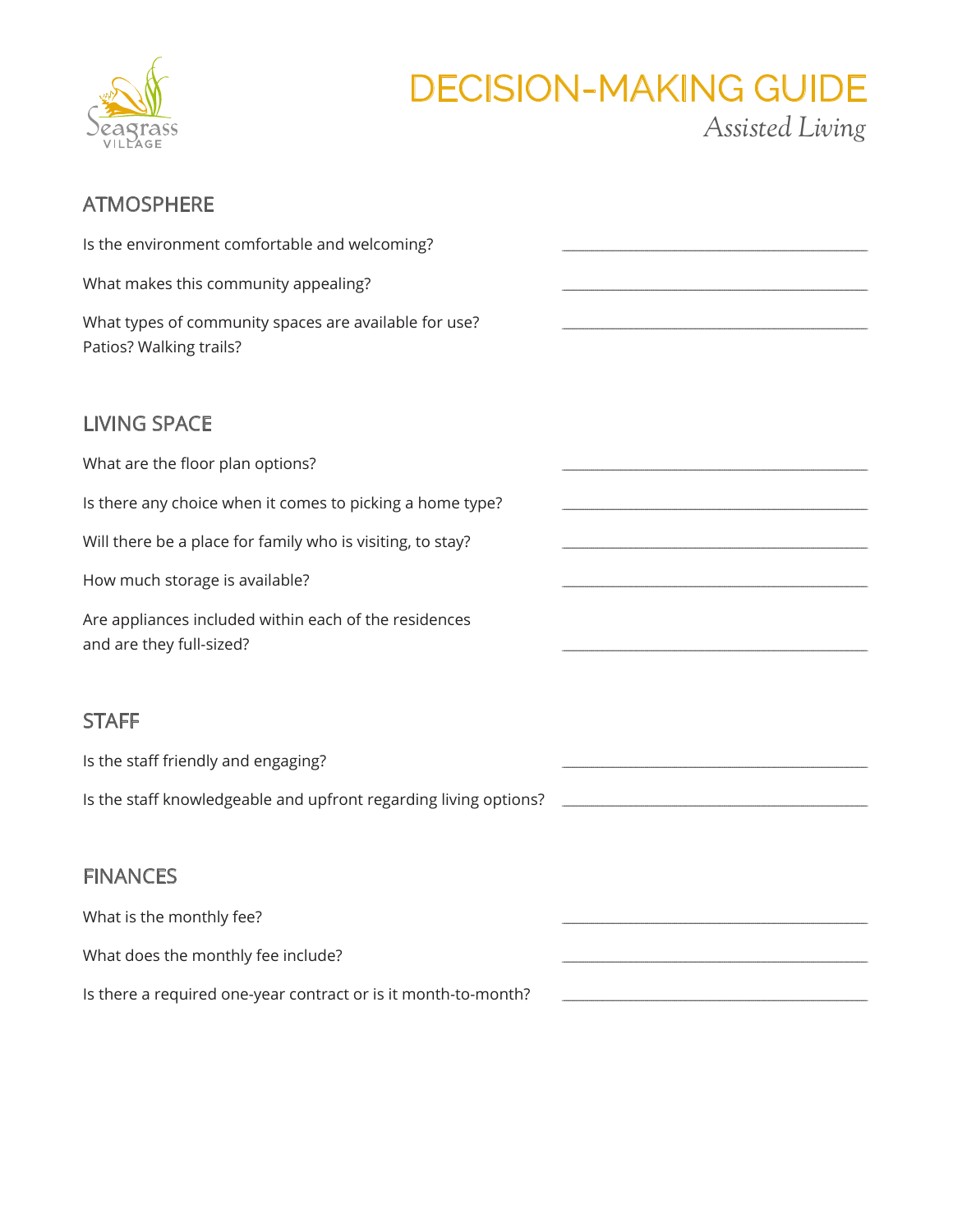Seagrass VILLAGE

# DECISION-MAKING GUIDE

*Assisted Living*

## ATMOSPHERE

Is the environment comfortable and welcoming? ______________________________

What makes this community appealing? ______________________________

What types of community spaces are available for use? Patios? Walking trails? ______________________________

## LIVING SPACE

What are the floor plan options? ______________________________

Is there any choice when it comes to picking a home type? ______________________________

Will there be a place for family who is visiting, to stay? ______________________________

How much storage is available? ______________________________

Are appliances included within each of the residences and are they full-sized? ______________________________

## STAFF

Is the staff friendly and engaging? ______________________________

Is the staff knowledgeable and upfront regarding living options? ______________________________

## FINANCES

What is the monthly fee? ______________________________

What does the monthly fee include? ______________________________

Is there a required one-year contract or is it month-to-month? ______________________________